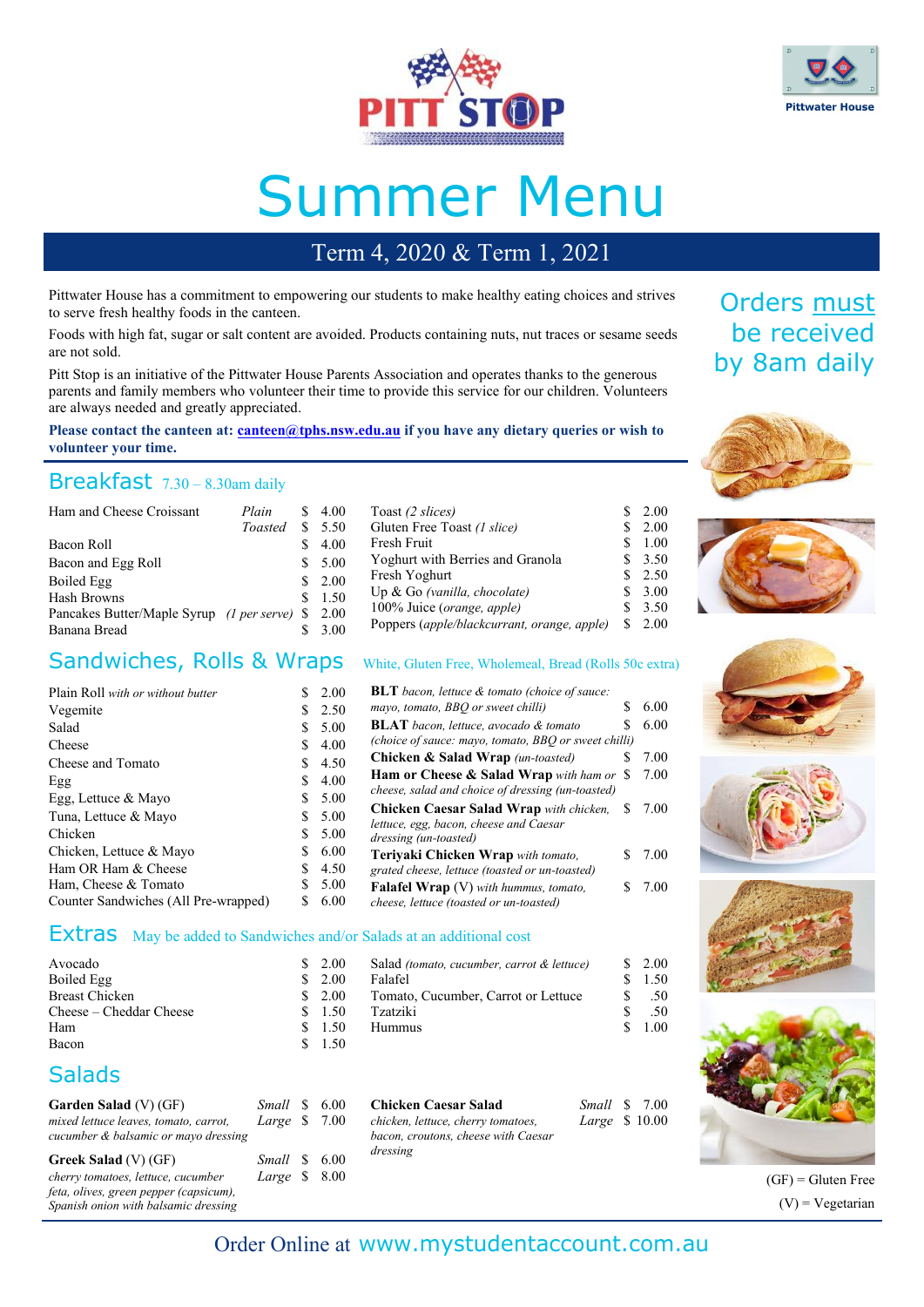PITT STOP

Pittwater House

# Summer Menu

## Term 4, 2020 & Term 1, 2021

Pittwater House has a commitment to empowering our students to make healthy eating choices and strives to serve fresh healthy foods in the canteen.

Foods with high fat, sugar or salt content are avoided. Products containing nuts, nut traces or sesame seeds are not sold.

Pitt Stop is an initiative of the Pittwater House Parents Association and operates thanks to the generous parents and family members who volunteer their time to provide this service for our children. Volunteers are always needed and greatly appreciated.

**Please contact the canteen at: canteen@tphs.nsw.edu.au if you have any dietary queries or wish to volunteer your time.**

Orders must be received by 8am daily

## Breakfast 7.30 – 8.30am daily

| | | |
|---|---|---|
| Ham and Cheese Croissant | *Plain* | $ 4.00 |
| | *Toasted* | $ 5.50 |
| Bacon Roll | | $ 4.00 |
| Bacon and Egg Roll | | $ 5.00 |
| Boiled Egg | | $ 2.00 |
| Hash Browns | | $ 1.50 |
| Pancakes Butter/Maple Syrup | *(1 per serve)* | $ 2.00 |
| Banana Bread | | $ 3.00 |
| Toast *(2 slices)* | | $ 2.00 |
| Gluten Free Toast *(1 slice)* | | $ 2.00 |
| Fresh Fruit | | $ 1.00 |
| Yoghurt with Berries and Granola | | $ 3.50 |
| Fresh Yoghurt | | $ 2.50 |
| Up & Go *(vanilla, chocolate)* | | $ 3.00 |
| 100% Juice (*orange, apple)* | | $ 3.50 |
| Poppers (*apple/blackcurrant, orange, apple)* | | $ 2.00 |

## Sandwiches, Rolls & Wraps

White, Gluten Free, Wholemeal, Bread (Rolls 50c extra)

| | |
|---|---|
| Plain Roll *with or without butter* | $ 2.00 |
| Vegemite | $ 2.50 |
| Salad | $ 5.00 |
| Cheese | $ 4.00 |
| Cheese and Tomato | $ 4.50 |
| Egg | $ 4.00 |
| Egg, Lettuce & Mayo | $ 5.00 |
| Tuna, Lettuce & Mayo | $ 5.00 |
| Chicken | $ 5.00 |
| Chicken, Lettuce & Mayo | $ 6.00 |
| Ham OR Ham & Cheese | $ 4.50 |
| Ham, Cheese & Tomato | $ 5.00 |
| Counter Sandwiches (All Pre-wrapped) | $ 6.00 |
| **BLT** *bacon, lettuce & tomato (choice of sauce: mayo, tomato, BBQ or sweet chilli)* | $ 6.00 |
| **BLAT** *bacon, lettuce, avocado & tomato (choice of sauce: mayo, tomato, BBQ or sweet chilli)* | $ 6.00 |
| **Chicken & Salad Wrap** *(un-toasted)* | $ 7.00 |
| **Ham or Cheese & Salad Wrap** *with ham or cheese, salad and choice of dressing (un-toasted)* | $ 7.00 |
| **Chicken Caesar Salad Wrap** *with chicken, lettuce, egg, bacon, cheese and Caesar dressing (un-toasted)* | $ 7.00 |
| **Teriyaki Chicken Wrap** *with tomato, grated cheese, lettuce (toasted or un-toasted)* | $ 7.00 |
| **Falafel Wrap** (V) *with hummus, tomato, cheese, lettuce (toasted or un-toasted)* | $ 7.00 |

## Extras May be added to Sandwiches and/or Salads at an additional cost

| | |
|---|---|
| Avocado | $ 2.00 |
| Boiled Egg | $ 2.00 |
| Breast Chicken | $ 2.00 |
| Cheese – Cheddar Cheese | $ 1.50 |
| Ham | $ 1.50 |
| Bacon | $ 1.50 |
| Salad *(tomato, cucumber, carrot & lettuce)* | $ 2.00 |
| Falafel | $ 1.50 |
| Tomato, Cucumber, Carrot or Lettuce | $ .50 |
| Tzatziki | $ .50 |
| Hummus | $ 1.00 |

## Salads

| | | |
|---|---|---|
| **Garden Salad** (V) (GF) *mixed lettuce leaves, tomato, carrot, cucumber & balsamic or mayo dressing* | *Small* | $ 6.00 |
| | *Large* | $ 7.00 |
| **Greek Salad** (V) (GF) *cherry tomatoes, lettuce, cucumber feta, olives, green pepper (capsicum), Spanish onion with balsamic dressing* | *Small* | $ 6.00 |
| | *Large* | $ 8.00 |
| **Chicken Caesar Salad** *chicken, lettuce, cherry tomatoes, bacon, croutons, cheese with Caesar dressing* | *Small* | $ 7.00 |
| | *Large* | $ 10.00 |

(GF) = Gluten Free

(V) = Vegetarian

Order Online at www.mystudentaccount.com.au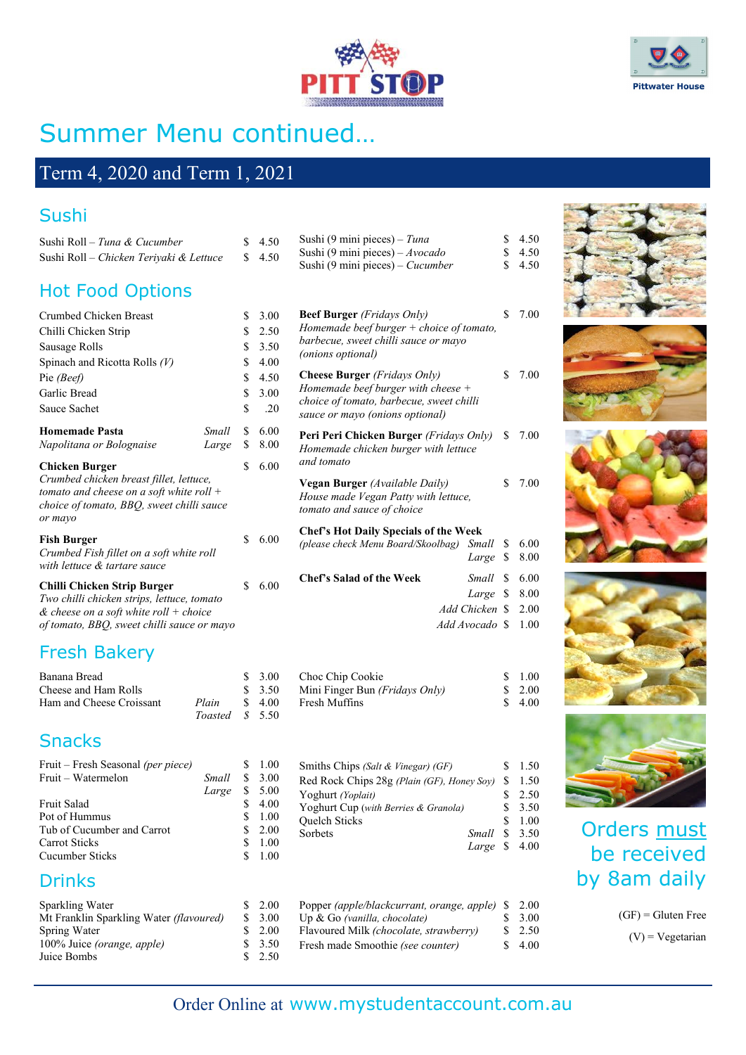# Summer Menu continued…

## Term 4, 2020 and Term 1, 2021

### Sushi

| | | |
|---|---|---|
| Sushi Roll – *Tuna & Cucumber* | | $ 4.50 |
| Sushi Roll – *Chicken Teriyaki & Lettuce* | | $ 4.50 |
| Sushi (9 mini pieces) – *Tuna* | | $ 4.50 |
| Sushi (9 mini pieces) – *Avocado* | | $ 4.50 |
| Sushi (9 mini pieces) – *Cucumber* | | $ 4.50 |

### Hot Food Options

| | | |
|---|---|---|
| Crumbed Chicken Breast | | $ 3.00 |
| Chilli Chicken Strip | | $ 2.50 |
| Sausage Rolls | | $ 3.50 |
| Spinach and Ricotta Rolls *(V)* | | $ 4.00 |
| Pie *(Beef)* | | $ 4.50 |
| Garlic Bread | | $ 3.00 |
| Sauce Sachet | | $ .20 |
| **Homemade Pasta** *Napolitana or Bolognaise* | *Small* | $ 6.00 |
| | *Large* | $ 8.00 |
| **Chicken Burger** *Crumbed chicken breast fillet, lettuce, tomato and cheese on a soft white roll + choice of tomato, BBQ, sweet chilli sauce or mayo* | | $ 6.00 |
| **Fish Burger** *Crumbed Fish fillet on a soft white roll with lettuce & tartare sauce* | | $ 6.00 |
| **Chilli Chicken Strip Burger** *Two chilli chicken strips, lettuce, tomato & cheese on a soft white roll + choice of tomato, BBQ, sweet chilli sauce or mayo* | | $ 6.00 |
| **Beef Burger** *(Fridays Only)* *Homemade beef burger + choice of tomato, barbecue, sweet chilli sauce or mayo (onions optional)* | | $ 7.00 |
| **Cheese Burger** *(Fridays Only)* *Homemade beef burger with cheese + choice of tomato, barbecue, sweet chilli sauce or mayo (onions optional)* | | $ 7.00 |
| **Peri Peri Chicken Burger** *(Fridays Only)* *Homemade chicken burger with lettuce and tomato* | | $ 7.00 |
| **Vegan Burger** *(Available Daily)* *House made Vegan Patty with lettuce, tomato and sauce of choice* | | $ 7.00 |
| **Chef's Hot Daily Specials of the Week** *(please check Menu Board/Skoolbag)* | *Small* | $ 6.00 |
| | *Large* | $ 8.00 |
| **Chef's Salad of the Week** | *Small* | $ 6.00 |
| | *Large* | $ 8.00 |
| | *Add Chicken* | $ 2.00 |
| | *Add Avocado* | $ 1.00 |

### Fresh Bakery

| | | |
|---|---|---|
| Banana Bread | | $ 3.00 |
| Cheese and Ham Rolls | | $ 3.50 |
| Ham and Cheese Croissant | *Plain* | $ 4.00 |
| | *Toasted* | $ 5.50 |
| Choc Chip Cookie | | $ 1.00 |
| Mini Finger Bun *(Fridays Only)* | | $ 2.00 |
| Fresh Muffins | | $ 4.00 |

### Snacks

| | | |
|---|---|---|
| Fruit – Fresh Seasonal *(per piece)* | | $ 1.00 |
| Fruit – Watermelon | *Small* | $ 3.00 |
| | *Large* | $ 5.00 |
| Fruit Salad | | $ 4.00 |
| Pot of Hummus | | $ 1.00 |
| Tub of Cucumber and Carrot | | $ 2.00 |
| Carrot Sticks | | $ 1.00 |
| Cucumber Sticks | | $ 1.00 |
| Smiths Chips *(Salt & Vinegar) (GF)* | | $ 1.50 |
| Red Rock Chips 28g *(Plain (GF), Honey Soy)* | | $ 1.50 |
| Yoghurt *(Yoplait)* | | $ 2.50 |
| Yoghurt Cup *(with Berries & Granola)* | | $ 3.50 |
| Quelch Sticks | | $ 1.00 |
| Sorbets | *Small* | $ 3.50 |
| | *Large* | $ 4.00 |

### Drinks

| | |
|---|---|
| Sparkling Water | $ 2.00 |
| Mt Franklin Sparkling Water *(flavoured)* | $ 3.00 |
| Spring Water | $ 2.00 |
| 100% Juice *(orange, apple)* | $ 3.50 |
| Juice Bombs | $ 2.50 |
| Popper *(apple/blackcurrant, orange, apple)* | $ 2.00 |
| Up & Go *(vanilla, chocolate)* | $ 3.00 |
| Flavoured Milk *(chocolate, strawberry)* | $ 2.50 |
| Fresh made Smoothie *(see counter)* | $ 4.00 |

Orders must be received by 8am daily

(GF) = Gluten Free

(V) = Vegetarian

Order Online at www.mystudentaccount.com.au